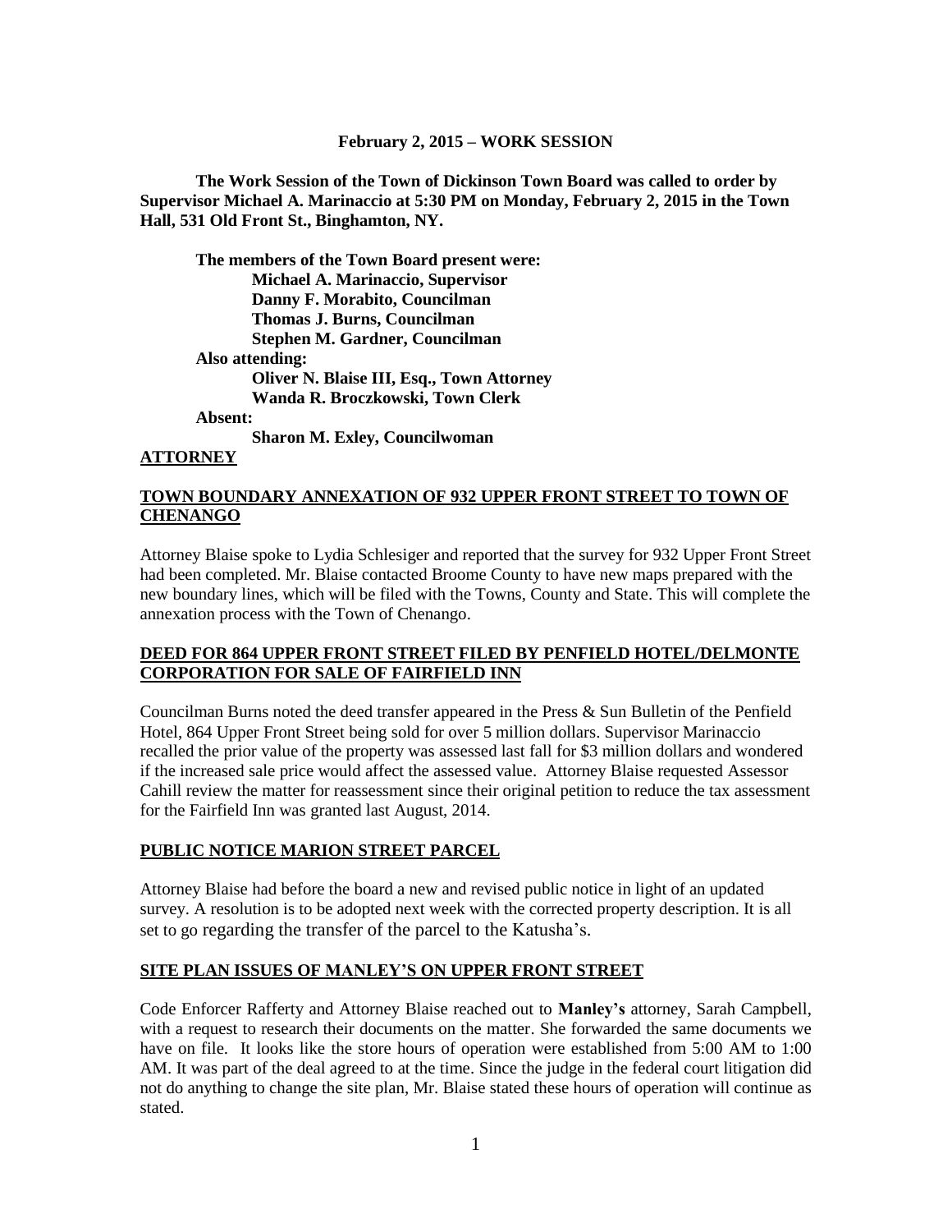**February 2, 2015 – WORK SESSION**

**The Work Session of the Town of Dickinson Town Board was called to order by Supervisor Michael A. Marinaccio at 5:30 PM on Monday, February 2, 2015 in the Town Hall, 531 Old Front St., Binghamton, NY.**

**The members of the Town Board present were:**
**Michael A. Marinaccio, Supervisor**
**Danny F. Morabito, Councilman**
**Thomas J. Burns, Councilman**
**Stephen M. Gardner, Councilman**
**Also attending:**
**Oliver N. Blaise III, Esq., Town Attorney**
**Wanda R. Broczkowski, Town Clerk**
**Absent:**
**Sharon M. Exley, Councilwoman**

**ATTORNEY**

**TOWN BOUNDARY ANNEXATION OF 932 UPPER FRONT STREET TO TOWN OF CHENANGO**

Attorney Blaise spoke to Lydia Schlesiger and reported that the survey for 932 Upper Front Street had been completed. Mr. Blaise contacted Broome County to have new maps prepared with the new boundary lines, which will be filed with the Towns, County and State. This will complete the annexation process with the Town of Chenango.

**DEED FOR 864 UPPER FRONT STREET FILED BY PENFIELD HOTEL/DELMONTE CORPORATION FOR SALE OF FAIRFIELD INN**

Councilman Burns noted the deed transfer appeared in the Press & Sun Bulletin of the Penfield Hotel, 864 Upper Front Street being sold for over 5 million dollars. Supervisor Marinaccio recalled the prior value of the property was assessed last fall for $3 million dollars and wondered if the increased sale price would affect the assessed value. Attorney Blaise requested Assessor Cahill review the matter for reassessment since their original petition to reduce the tax assessment for the Fairfield Inn was granted last August, 2014.

**PUBLIC NOTICE MARION STREET PARCEL**

Attorney Blaise had before the board a new and revised public notice in light of an updated survey. A resolution is to be adopted next week with the corrected property description. It is all set to go regarding the transfer of the parcel to the Katusha's.

**SITE PLAN ISSUES OF MANLEY'S ON UPPER FRONT STREET**

Code Enforcer Rafferty and Attorney Blaise reached out to **Manley's** attorney, Sarah Campbell, with a request to research their documents on the matter. She forwarded the same documents we have on file. It looks like the store hours of operation were established from 5:00 AM to 1:00 AM. It was part of the deal agreed to at the time. Since the judge in the federal court litigation did not do anything to change the site plan, Mr. Blaise stated these hours of operation will continue as stated.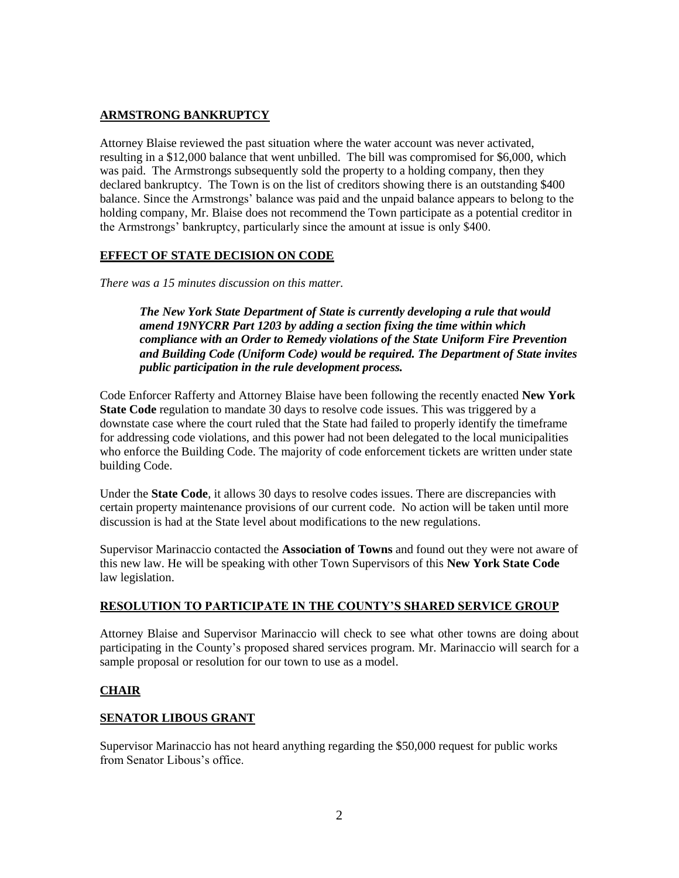## ARMSTRONG BANKRUPTCY

Attorney Blaise reviewed the past situation where the water account was never activated, resulting in a $12,000 balance that went unbilled. The bill was compromised for $6,000, which was paid. The Armstrongs subsequently sold the property to a holding company, then they declared bankruptcy. The Town is on the list of creditors showing there is an outstanding $400 balance. Since the Armstrongs' balance was paid and the unpaid balance appears to belong to the holding company, Mr. Blaise does not recommend the Town participate as a potential creditor in the Armstrongs' bankruptcy, particularly since the amount at issue is only $400.

## EFFECT OF STATE DECISION ON CODE

*There was a 15 minutes discussion on this matter.*

> ***The New York State Department of State is currently developing a rule that would amend 19NYCRR Part 1203 by adding a section fixing the time within which compliance with an Order to Remedy violations of the State Uniform Fire Prevention and Building Code (Uniform Code) would be required. The Department of State invites public participation in the rule development process.***

Code Enforcer Rafferty and Attorney Blaise have been following the recently enacted **New York State Code** regulation to mandate 30 days to resolve code issues. This was triggered by a downstate case where the court ruled that the State had failed to properly identify the timeframe for addressing code violations, and this power had not been delegated to the local municipalities who enforce the Building Code. The majority of code enforcement tickets are written under state building Code.

Under the **State Code**, it allows 30 days to resolve codes issues. There are discrepancies with certain property maintenance provisions of our current code. No action will be taken until more discussion is had at the State level about modifications to the new regulations.

Supervisor Marinaccio contacted the **Association of Towns** and found out they were not aware of this new law. He will be speaking with other Town Supervisors of this **New York State Code** law legislation.

## RESOLUTION TO PARTICIPATE IN THE COUNTY'S SHARED SERVICE GROUP

Attorney Blaise and Supervisor Marinaccio will check to see what other towns are doing about participating in the County's proposed shared services program. Mr. Marinaccio will search for a sample proposal or resolution for our town to use as a model.

## CHAIR

## SENATOR LIBOUS GRANT

Supervisor Marinaccio has not heard anything regarding the $50,000 request for public works from Senator Libous's office.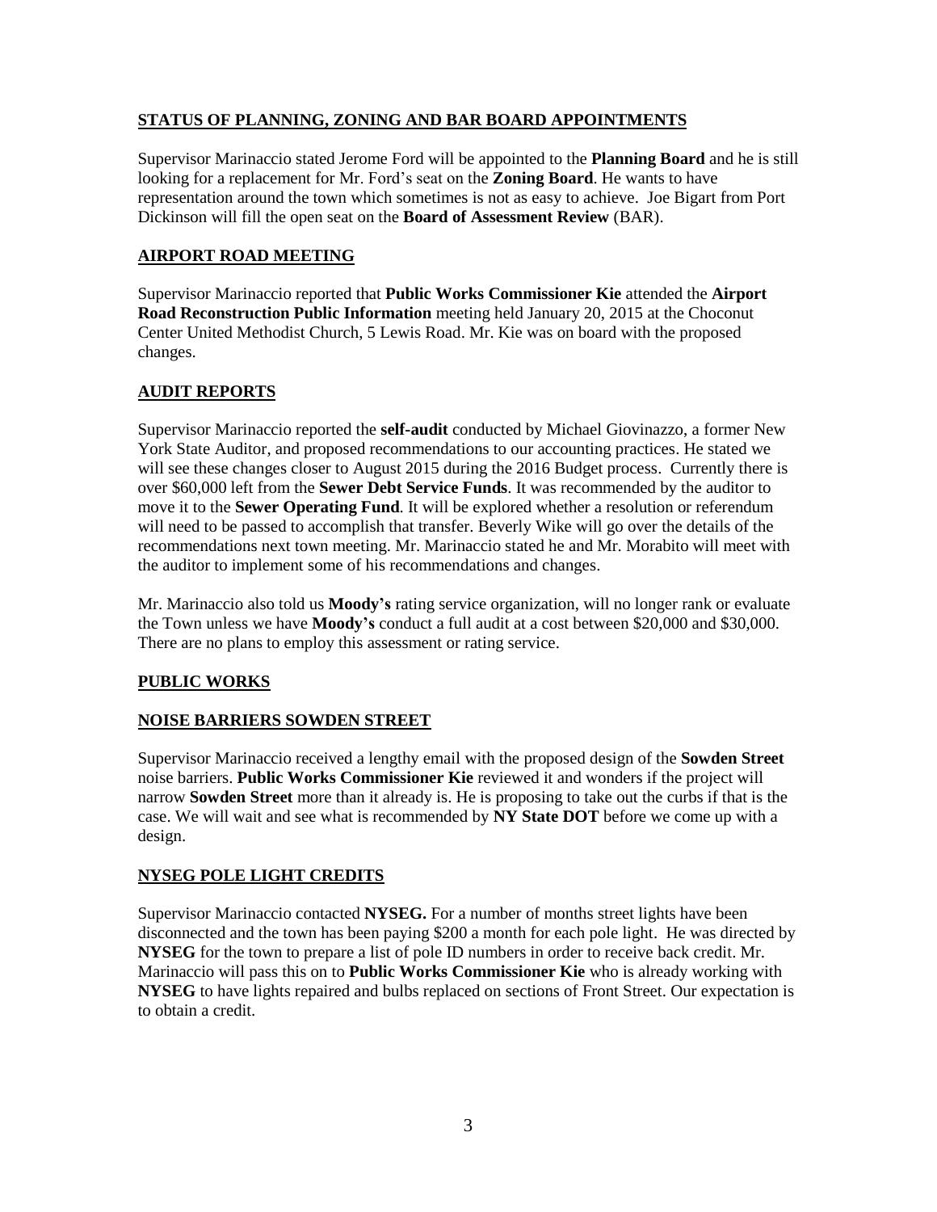## STATUS OF PLANNING, ZONING AND BAR BOARD APPOINTMENTS

Supervisor Marinaccio stated Jerome Ford will be appointed to the **Planning Board** and he is still looking for a replacement for Mr. Ford's seat on the **Zoning Board**. He wants to have representation around the town which sometimes is not as easy to achieve. Joe Bigart from Port Dickinson will fill the open seat on the **Board of Assessment Review** (BAR).

## AIRPORT ROAD MEETING

Supervisor Marinaccio reported that **Public Works Commissioner Kie** attended the **Airport Road Reconstruction Public Information** meeting held January 20, 2015 at the Choconut Center United Methodist Church, 5 Lewis Road. Mr. Kie was on board with the proposed changes.

## AUDIT REPORTS

Supervisor Marinaccio reported the **self-audit** conducted by Michael Giovinazzo, a former New York State Auditor, and proposed recommendations to our accounting practices. He stated we will see these changes closer to August 2015 during the 2016 Budget process. Currently there is over $60,000 left from the **Sewer Debt Service Funds**. It was recommended by the auditor to move it to the **Sewer Operating Fund**. It will be explored whether a resolution or referendum will need to be passed to accomplish that transfer. Beverly Wike will go over the details of the recommendations next town meeting. Mr. Marinaccio stated he and Mr. Morabito will meet with the auditor to implement some of his recommendations and changes.

Mr. Marinaccio also told us **Moody's** rating service organization, will no longer rank or evaluate the Town unless we have **Moody's** conduct a full audit at a cost between $20,000 and $30,000. There are no plans to employ this assessment or rating service.

## PUBLIC WORKS

## NOISE BARRIERS SOWDEN STREET

Supervisor Marinaccio received a lengthy email with the proposed design of the **Sowden Street** noise barriers. **Public Works Commissioner Kie** reviewed it and wonders if the project will narrow **Sowden Street** more than it already is. He is proposing to take out the curbs if that is the case. We will wait and see what is recommended by **NY State DOT** before we come up with a design.

## NYSEG POLE LIGHT CREDITS

Supervisor Marinaccio contacted **NYSEG.** For a number of months street lights have been disconnected and the town has been paying $200 a month for each pole light. He was directed by **NYSEG** for the town to prepare a list of pole ID numbers in order to receive back credit. Mr. Marinaccio will pass this on to **Public Works Commissioner Kie** who is already working with **NYSEG** to have lights repaired and bulbs replaced on sections of Front Street. Our expectation is to obtain a credit.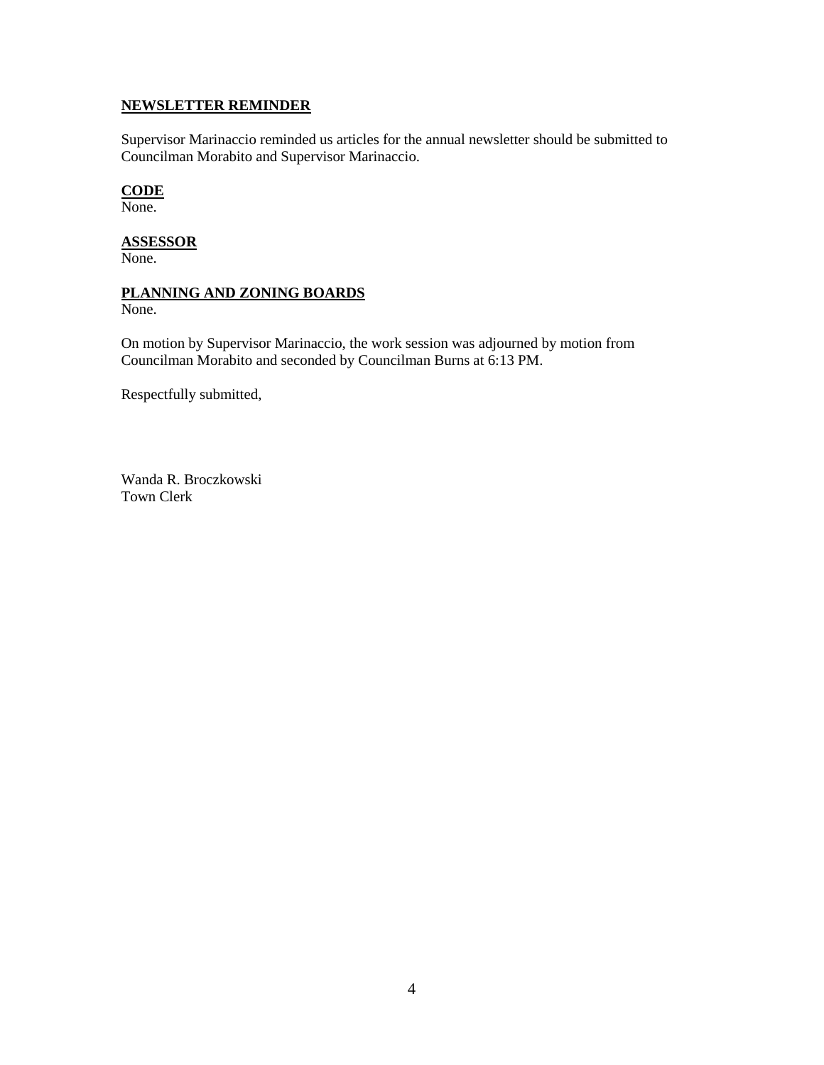**NEWSLETTER REMINDER**

Supervisor Marinaccio reminded us articles for the annual newsletter should be submitted to Councilman Morabito and Supervisor Marinaccio.

**CODE**
None.

**ASSESSOR**
None.

**PLANNING AND ZONING BOARDS**
None.

On motion by Supervisor Marinaccio, the work session was adjourned by motion from Councilman Morabito and seconded by Councilman Burns at 6:13 PM.

Respectfully submitted,

Wanda R. Broczkowski
Town Clerk